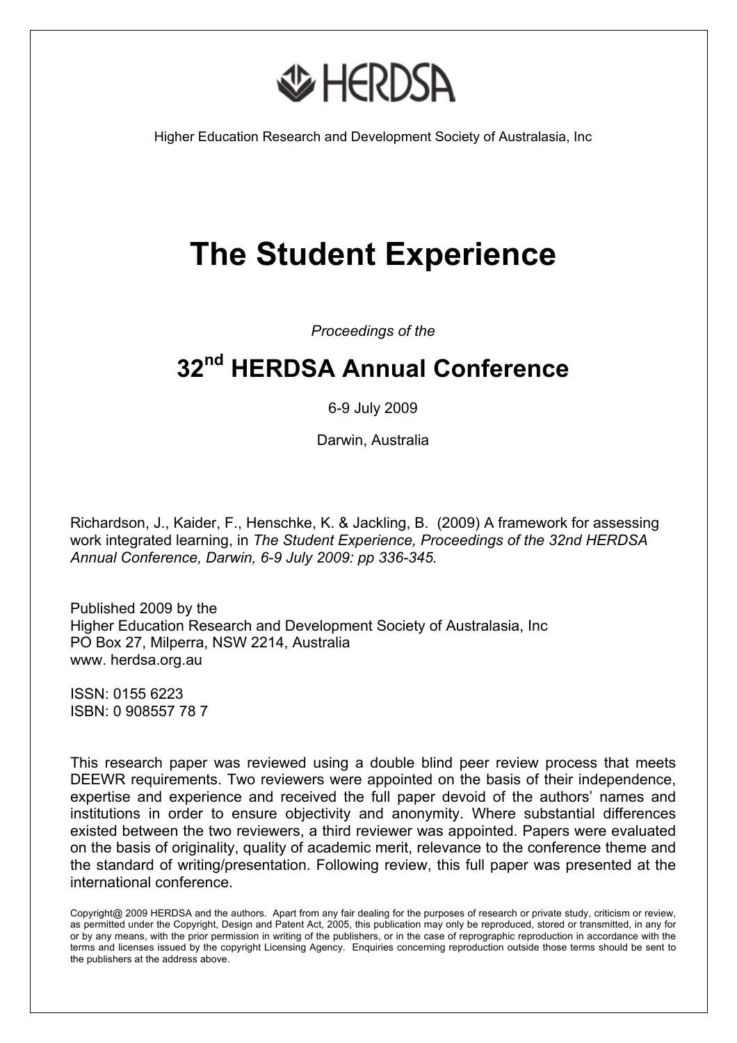HERDSA

Higher Education Research and Development Society of Australasia, Inc

# The Student Experience

*Proceedings of the*

## 32nd HERDSA Annual Conference

6-9 July 2009

Darwin, Australia

Richardson, J., Kaider, F., Henschke, K. & Jackling, B. (2009) A framework for assessing work integrated learning, in *The Student Experience, Proceedings of the 32nd HERDSA Annual Conference, Darwin, 6-9 July 2009: pp 336-345.*

Published 2009 by the
Higher Education Research and Development Society of Australasia, Inc
PO Box 27, Milperra, NSW 2214, Australia
www. herdsa.org.au

ISSN: 0155 6223
ISBN: 0 908557 78 7

This research paper was reviewed using a double blind peer review process that meets DEEWR requirements. Two reviewers were appointed on the basis of their independence, expertise and experience and received the full paper devoid of the authors' names and institutions in order to ensure objectivity and anonymity. Where substantial differences existed between the two reviewers, a third reviewer was appointed. Papers were evaluated on the basis of originality, quality of academic merit, relevance to the conference theme and the standard of writing/presentation. Following review, this full paper was presented at the international conference.

Copyright@ 2009 HERDSA and the authors. Apart from any fair dealing for the purposes of research or private study, criticism or review, as permitted under the Copyright, Design and Patent Act, 2005, this publication may only be reproduced, stored or transmitted, in any for or by any means, with the prior permission in writing of the publishers, or in the case of reprographic reproduction in accordance with the terms and licenses issued by the copyright Licensing Agency. Enquiries concerning reproduction outside those terms should be sent to the publishers at the address above.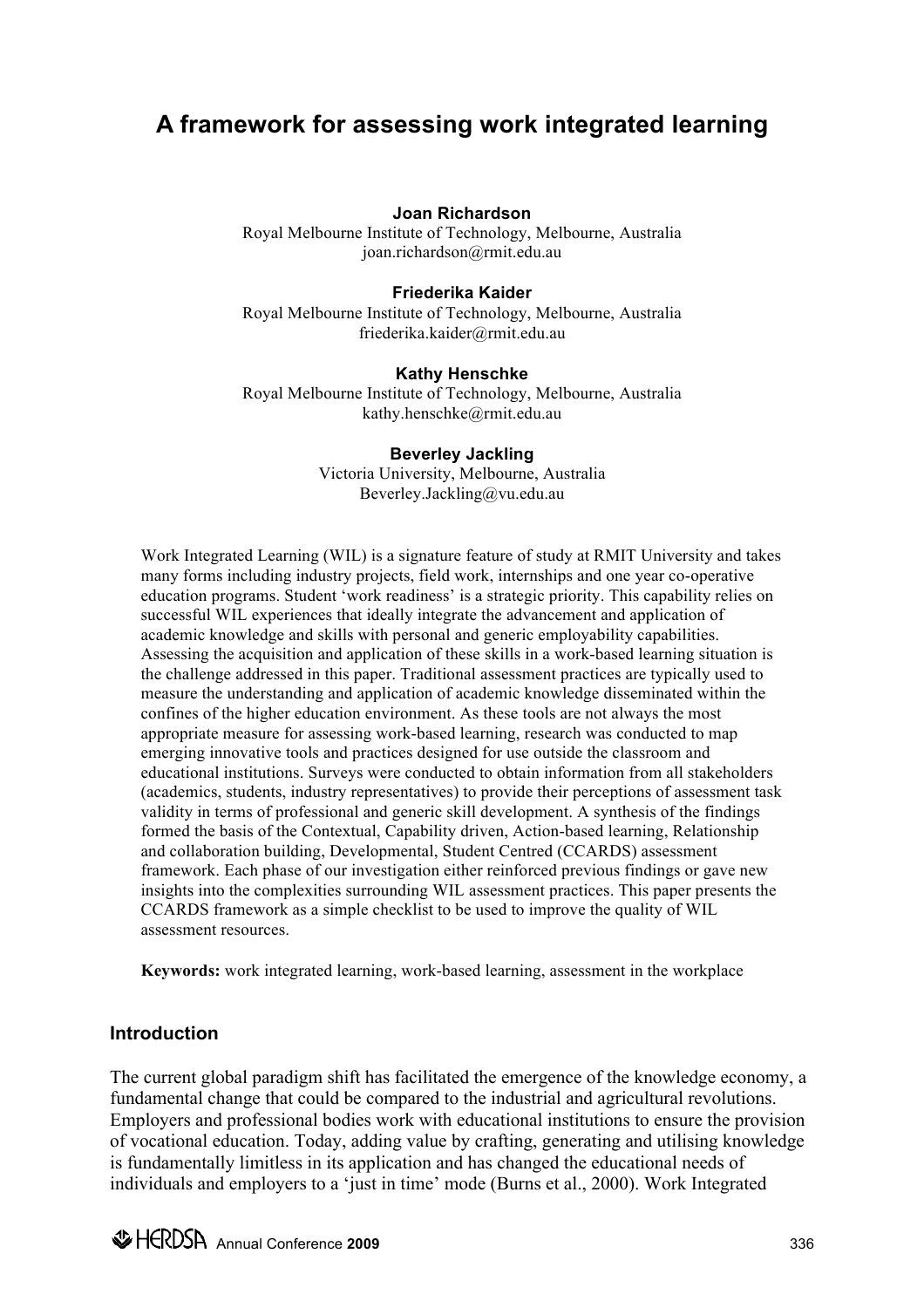# A framework for assessing work integrated learning

**Joan Richardson**
Royal Melbourne Institute of Technology, Melbourne, Australia
joan.richardson@rmit.edu.au

**Friederika Kaider**
Royal Melbourne Institute of Technology, Melbourne, Australia
friederika.kaider@rmit.edu.au

**Kathy Henschke**
Royal Melbourne Institute of Technology, Melbourne, Australia
kathy.henschke@rmit.edu.au

**Beverley Jackling**
Victoria University, Melbourne, Australia
Beverley.Jackling@vu.edu.au

Work Integrated Learning (WIL) is a signature feature of study at RMIT University and takes many forms including industry projects, field work, internships and one year co-operative education programs. Student 'work readiness' is a strategic priority. This capability relies on successful WIL experiences that ideally integrate the advancement and application of academic knowledge and skills with personal and generic employability capabilities. Assessing the acquisition and application of these skills in a work-based learning situation is the challenge addressed in this paper. Traditional assessment practices are typically used to measure the understanding and application of academic knowledge disseminated within the confines of the higher education environment. As these tools are not always the most appropriate measure for assessing work-based learning, research was conducted to map emerging innovative tools and practices designed for use outside the classroom and educational institutions. Surveys were conducted to obtain information from all stakeholders (academics, students, industry representatives) to provide their perceptions of assessment task validity in terms of professional and generic skill development. A synthesis of the findings formed the basis of the Contextual, Capability driven, Action-based learning, Relationship and collaboration building, Developmental, Student Centred (CCARDS) assessment framework. Each phase of our investigation either reinforced previous findings or gave new insights into the complexities surrounding WIL assessment practices. This paper presents the CCARDS framework as a simple checklist to be used to improve the quality of WIL assessment resources.

**Keywords:** work integrated learning, work-based learning, assessment in the workplace

## Introduction

The current global paradigm shift has facilitated the emergence of the knowledge economy, a fundamental change that could be compared to the industrial and agricultural revolutions. Employers and professional bodies work with educational institutions to ensure the provision of vocational education. Today, adding value by crafting, generating and utilising knowledge is fundamentally limitless in its application and has changed the educational needs of individuals and employers to a 'just in time' mode (Burns et al., 2000). Work Integrated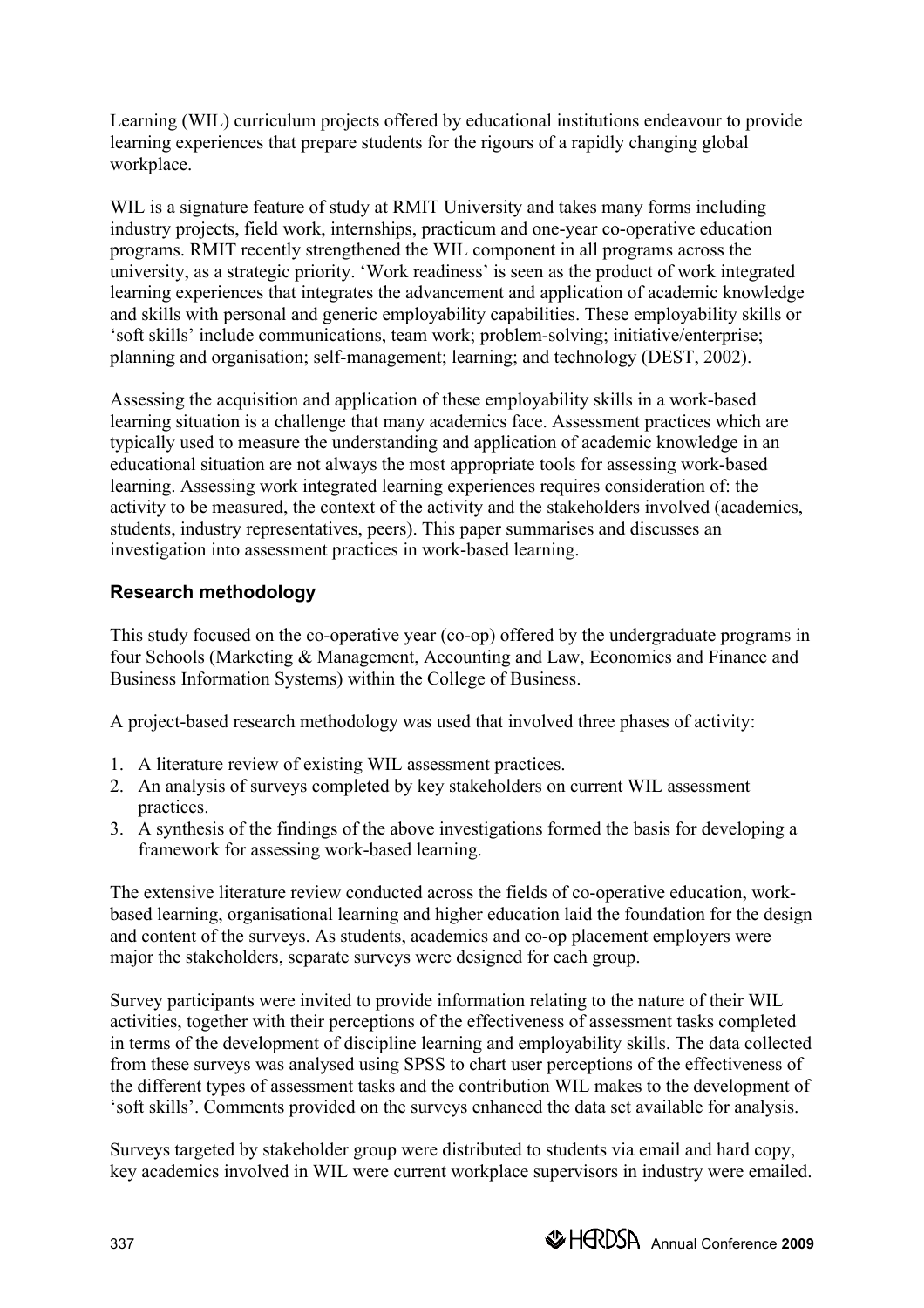Learning (WIL) curriculum projects offered by educational institutions endeavour to provide learning experiences that prepare students for the rigours of a rapidly changing global workplace.

WIL is a signature feature of study at RMIT University and takes many forms including industry projects, field work, internships, practicum and one-year co-operative education programs. RMIT recently strengthened the WIL component in all programs across the university, as a strategic priority. 'Work readiness' is seen as the product of work integrated learning experiences that integrates the advancement and application of academic knowledge and skills with personal and generic employability capabilities. These employability skills or 'soft skills' include communications, team work; problem-solving; initiative/enterprise; planning and organisation; self-management; learning; and technology (DEST, 2002).

Assessing the acquisition and application of these employability skills in a work-based learning situation is a challenge that many academics face. Assessment practices which are typically used to measure the understanding and application of academic knowledge in an educational situation are not always the most appropriate tools for assessing work-based learning. Assessing work integrated learning experiences requires consideration of: the activity to be measured, the context of the activity and the stakeholders involved (academics, students, industry representatives, peers). This paper summarises and discusses an investigation into assessment practices in work-based learning.

## Research methodology

This study focused on the co-operative year (co-op) offered by the undergraduate programs in four Schools (Marketing & Management, Accounting and Law, Economics and Finance and Business Information Systems) within the College of Business.

A project-based research methodology was used that involved three phases of activity:

1. A literature review of existing WIL assessment practices.
2. An analysis of surveys completed by key stakeholders on current WIL assessment practices.
3. A synthesis of the findings of the above investigations formed the basis for developing a framework for assessing work-based learning.

The extensive literature review conducted across the fields of co-operative education, work-based learning, organisational learning and higher education laid the foundation for the design and content of the surveys. As students, academics and co-op placement employers were major the stakeholders, separate surveys were designed for each group.

Survey participants were invited to provide information relating to the nature of their WIL activities, together with their perceptions of the effectiveness of assessment tasks completed in terms of the development of discipline learning and employability skills. The data collected from these surveys was analysed using SPSS to chart user perceptions of the effectiveness of the different types of assessment tasks and the contribution WIL makes to the development of 'soft skills'. Comments provided on the surveys enhanced the data set available for analysis.

Surveys targeted by stakeholder group were distributed to students via email and hard copy, key academics involved in WIL were current workplace supervisors in industry were emailed.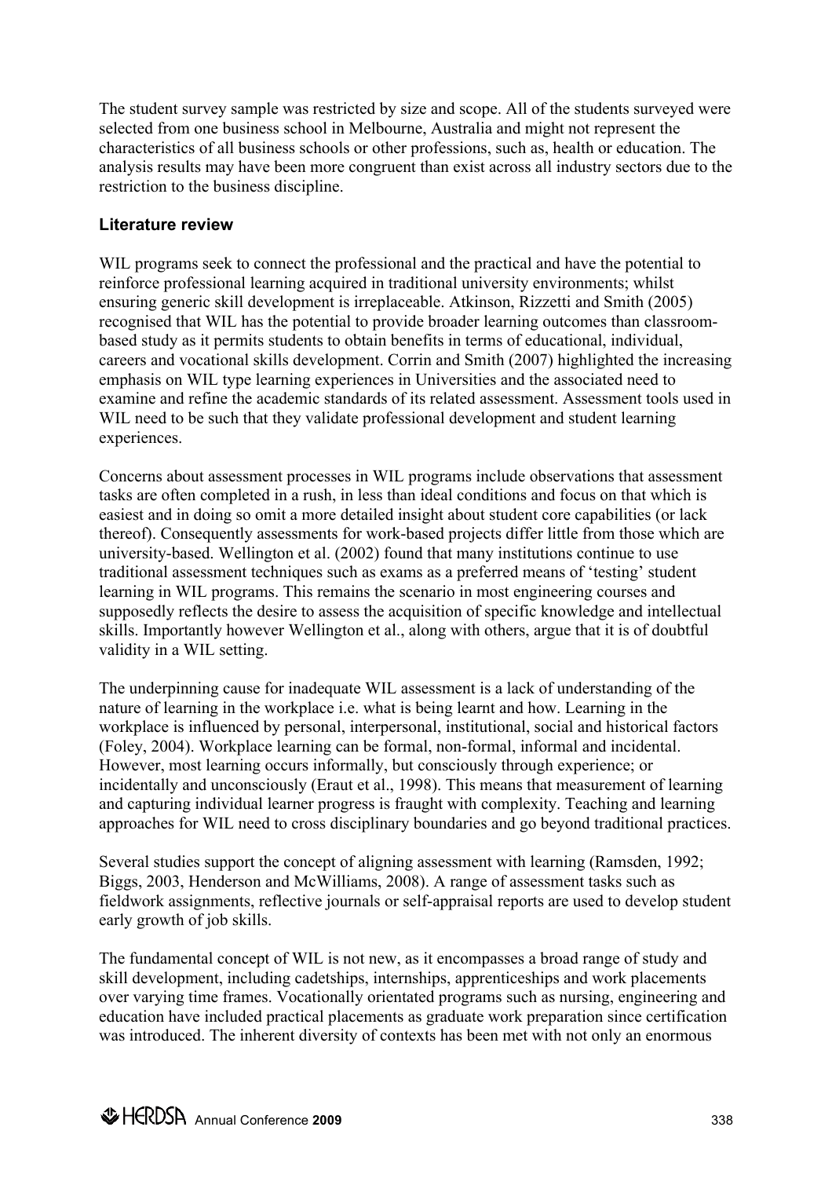The student survey sample was restricted by size and scope. All of the students surveyed were selected from one business school in Melbourne, Australia and might not represent the characteristics of all business schools or other professions, such as, health or education. The analysis results may have been more congruent than exist across all industry sectors due to the restriction to the business discipline.

## Literature review

WIL programs seek to connect the professional and the practical and have the potential to reinforce professional learning acquired in traditional university environments; whilst ensuring generic skill development is irreplaceable. Atkinson, Rizzetti and Smith (2005) recognised that WIL has the potential to provide broader learning outcomes than classroom-based study as it permits students to obtain benefits in terms of educational, individual, careers and vocational skills development. Corrin and Smith (2007) highlighted the increasing emphasis on WIL type learning experiences in Universities and the associated need to examine and refine the academic standards of its related assessment. Assessment tools used in WIL need to be such that they validate professional development and student learning experiences.

Concerns about assessment processes in WIL programs include observations that assessment tasks are often completed in a rush, in less than ideal conditions and focus on that which is easiest and in doing so omit a more detailed insight about student core capabilities (or lack thereof). Consequently assessments for work-based projects differ little from those which are university-based. Wellington et al. (2002) found that many institutions continue to use traditional assessment techniques such as exams as a preferred means of 'testing' student learning in WIL programs. This remains the scenario in most engineering courses and supposedly reflects the desire to assess the acquisition of specific knowledge and intellectual skills. Importantly however Wellington et al., along with others, argue that it is of doubtful validity in a WIL setting.

The underpinning cause for inadequate WIL assessment is a lack of understanding of the nature of learning in the workplace i.e. what is being learnt and how. Learning in the workplace is influenced by personal, interpersonal, institutional, social and historical factors (Foley, 2004). Workplace learning can be formal, non-formal, informal and incidental. However, most learning occurs informally, but consciously through experience; or incidentally and unconsciously (Eraut et al., 1998). This means that measurement of learning and capturing individual learner progress is fraught with complexity. Teaching and learning approaches for WIL need to cross disciplinary boundaries and go beyond traditional practices.

Several studies support the concept of aligning assessment with learning (Ramsden, 1992; Biggs, 2003, Henderson and McWilliams, 2008). A range of assessment tasks such as fieldwork assignments, reflective journals or self-appraisal reports are used to develop student early growth of job skills.

The fundamental concept of WIL is not new, as it encompasses a broad range of study and skill development, including cadetships, internships, apprenticeships and work placements over varying time frames. Vocationally orientated programs such as nursing, engineering and education have included practical placements as graduate work preparation since certification was introduced. The inherent diversity of contexts has been met with not only an enormous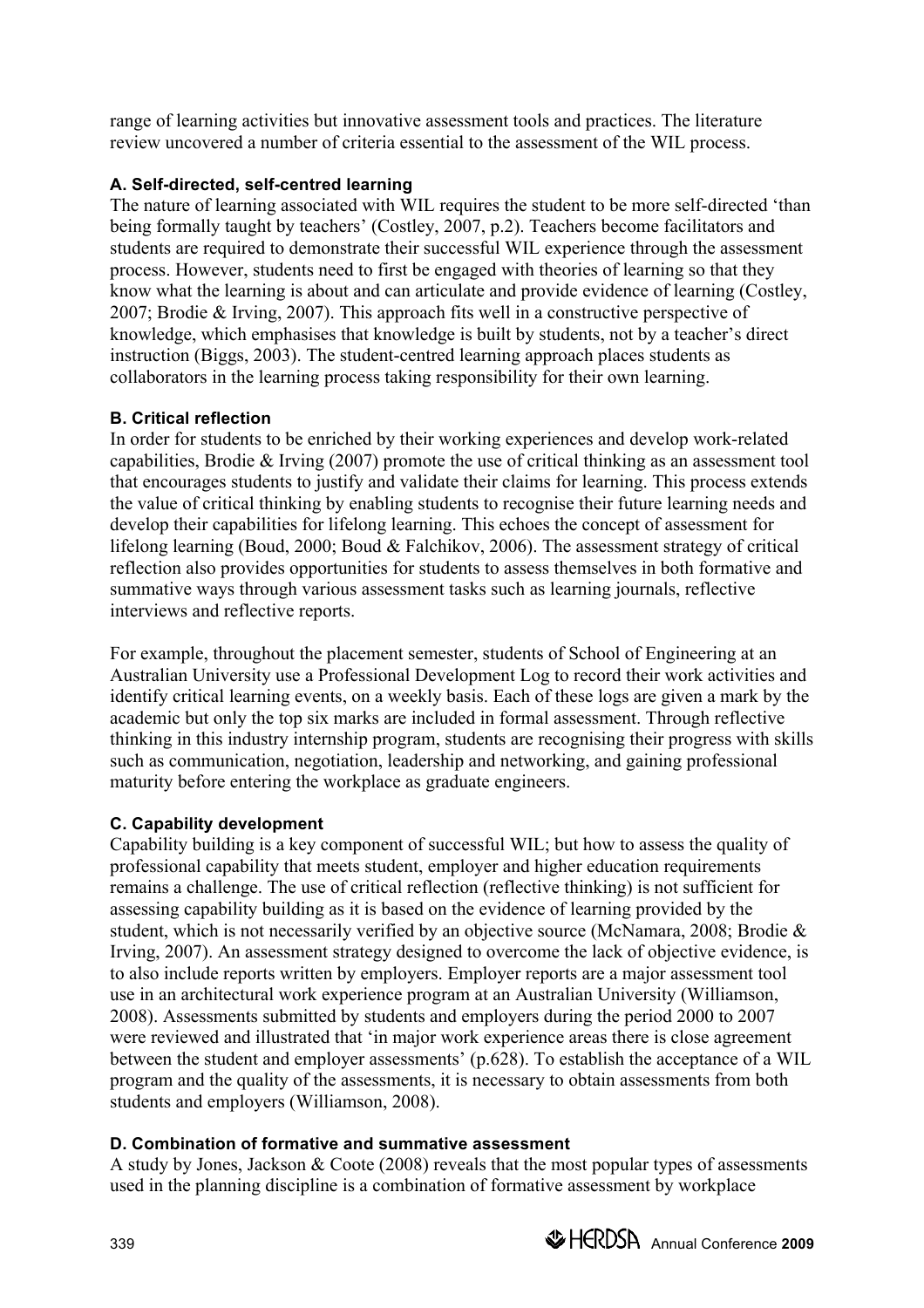range of learning activities but innovative assessment tools and practices. The literature review uncovered a number of criteria essential to the assessment of the WIL process.

#### A. Self-directed, self-centred learning

The nature of learning associated with WIL requires the student to be more self-directed 'than being formally taught by teachers' (Costley, 2007, p.2). Teachers become facilitators and students are required to demonstrate their successful WIL experience through the assessment process. However, students need to first be engaged with theories of learning so that they know what the learning is about and can articulate and provide evidence of learning (Costley, 2007; Brodie & Irving, 2007). This approach fits well in a constructive perspective of knowledge, which emphasises that knowledge is built by students, not by a teacher's direct instruction (Biggs, 2003). The student-centred learning approach places students as collaborators in the learning process taking responsibility for their own learning.

#### B. Critical reflection

In order for students to be enriched by their working experiences and develop work-related capabilities, Brodie & Irving (2007) promote the use of critical thinking as an assessment tool that encourages students to justify and validate their claims for learning. This process extends the value of critical thinking by enabling students to recognise their future learning needs and develop their capabilities for lifelong learning. This echoes the concept of assessment for lifelong learning (Boud, 2000; Boud & Falchikov, 2006). The assessment strategy of critical reflection also provides opportunities for students to assess themselves in both formative and summative ways through various assessment tasks such as learning journals, reflective interviews and reflective reports.

For example, throughout the placement semester, students of School of Engineering at an Australian University use a Professional Development Log to record their work activities and identify critical learning events, on a weekly basis. Each of these logs are given a mark by the academic but only the top six marks are included in formal assessment. Through reflective thinking in this industry internship program, students are recognising their progress with skills such as communication, negotiation, leadership and networking, and gaining professional maturity before entering the workplace as graduate engineers.

#### C. Capability development

Capability building is a key component of successful WIL; but how to assess the quality of professional capability that meets student, employer and higher education requirements remains a challenge. The use of critical reflection (reflective thinking) is not sufficient for assessing capability building as it is based on the evidence of learning provided by the student, which is not necessarily verified by an objective source (McNamara, 2008; Brodie & Irving, 2007). An assessment strategy designed to overcome the lack of objective evidence, is to also include reports written by employers. Employer reports are a major assessment tool use in an architectural work experience program at an Australian University (Williamson, 2008). Assessments submitted by students and employers during the period 2000 to 2007 were reviewed and illustrated that 'in major work experience areas there is close agreement between the student and employer assessments' (p.628). To establish the acceptance of a WIL program and the quality of the assessments, it is necessary to obtain assessments from both students and employers (Williamson, 2008).

#### D. Combination of formative and summative assessment

A study by Jones, Jackson & Coote (2008) reveals that the most popular types of assessments used in the planning discipline is a combination of formative assessment by workplace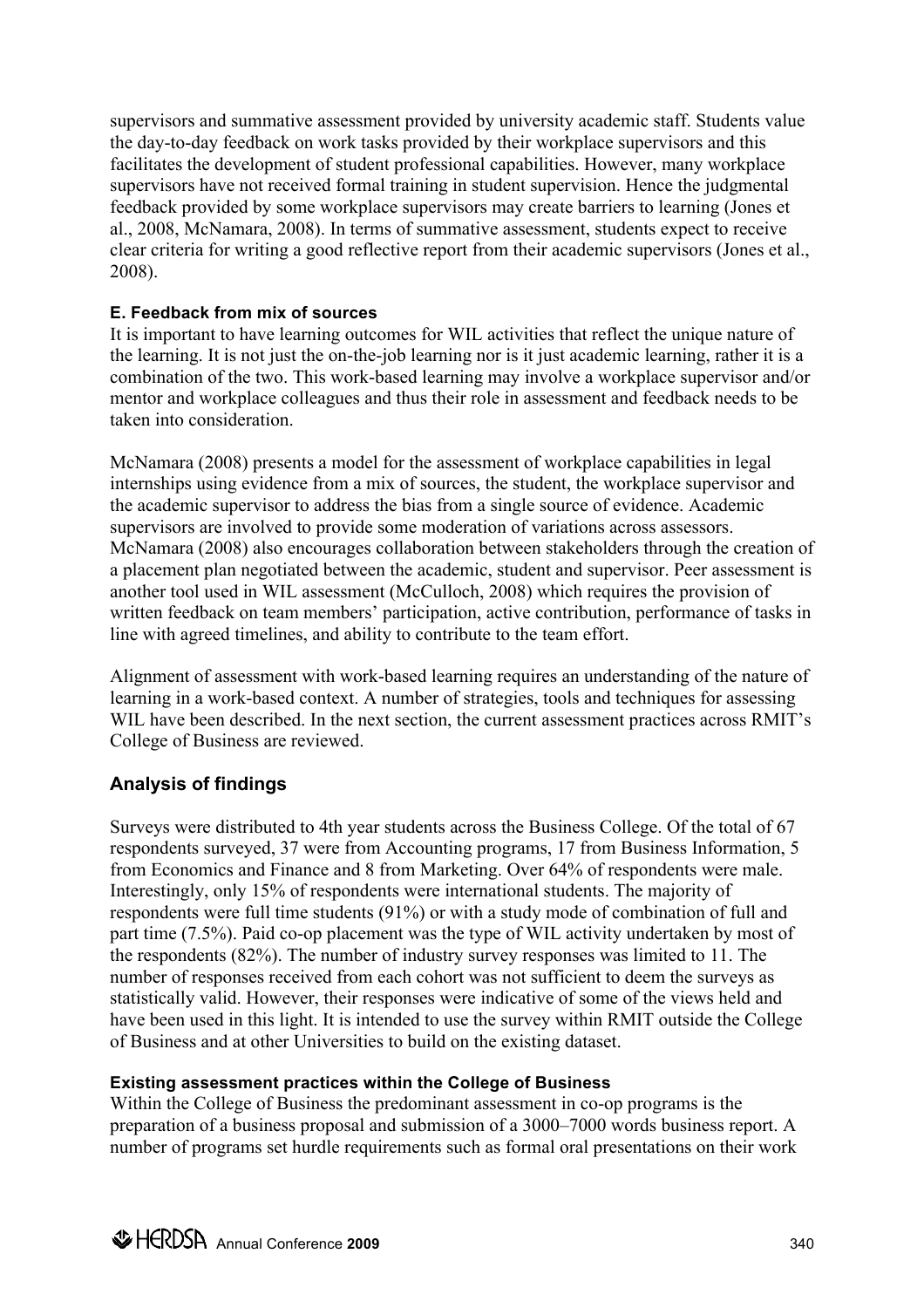supervisors and summative assessment provided by university academic staff. Students value the day-to-day feedback on work tasks provided by their workplace supervisors and this facilitates the development of student professional capabilities. However, many workplace supervisors have not received formal training in student supervision. Hence the judgmental feedback provided by some workplace supervisors may create barriers to learning (Jones et al., 2008, McNamara, 2008). In terms of summative assessment, students expect to receive clear criteria for writing a good reflective report from their academic supervisors (Jones et al., 2008).

#### E. Feedback from mix of sources

It is important to have learning outcomes for WIL activities that reflect the unique nature of the learning. It is not just the on-the-job learning nor is it just academic learning, rather it is a combination of the two. This work-based learning may involve a workplace supervisor and/or mentor and workplace colleagues and thus their role in assessment and feedback needs to be taken into consideration.

McNamara (2008) presents a model for the assessment of workplace capabilities in legal internships using evidence from a mix of sources, the student, the workplace supervisor and the academic supervisor to address the bias from a single source of evidence. Academic supervisors are involved to provide some moderation of variations across assessors. McNamara (2008) also encourages collaboration between stakeholders through the creation of a placement plan negotiated between the academic, student and supervisor. Peer assessment is another tool used in WIL assessment (McCulloch, 2008) which requires the provision of written feedback on team members' participation, active contribution, performance of tasks in line with agreed timelines, and ability to contribute to the team effort.

Alignment of assessment with work-based learning requires an understanding of the nature of learning in a work-based context. A number of strategies, tools and techniques for assessing WIL have been described. In the next section, the current assessment practices across RMIT's College of Business are reviewed.

## Analysis of findings

Surveys were distributed to 4th year students across the Business College. Of the total of 67 respondents surveyed, 37 were from Accounting programs, 17 from Business Information, 5 from Economics and Finance and 8 from Marketing. Over 64% of respondents were male. Interestingly, only 15% of respondents were international students. The majority of respondents were full time students (91%) or with a study mode of combination of full and part time (7.5%). Paid co-op placement was the type of WIL activity undertaken by most of the respondents (82%). The number of industry survey responses was limited to 11. The number of responses received from each cohort was not sufficient to deem the surveys as statistically valid. However, their responses were indicative of some of the views held and have been used in this light. It is intended to use the survey within RMIT outside the College of Business and at other Universities to build on the existing dataset.

#### Existing assessment practices within the College of Business

Within the College of Business the predominant assessment in co-op programs is the preparation of a business proposal and submission of a 3000–7000 words business report. A number of programs set hurdle requirements such as formal oral presentations on their work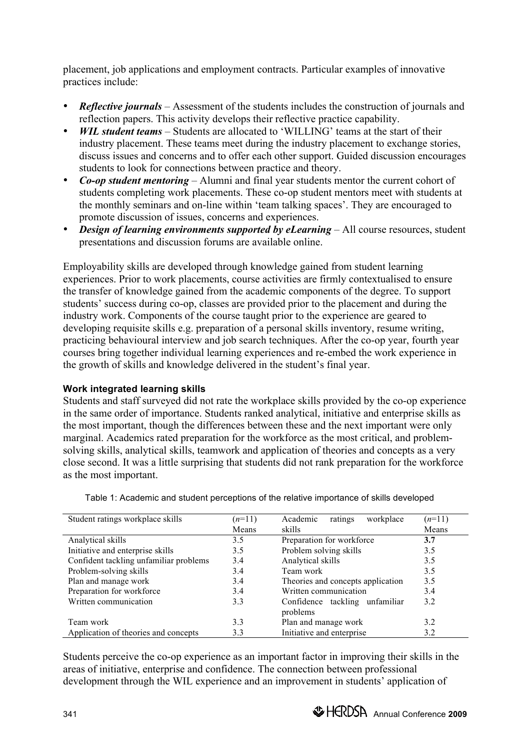placement, job applications and employment contracts. Particular examples of innovative practices include:

- ***Reflective journals*** – Assessment of the students includes the construction of journals and reflection papers. This activity develops their reflective practice capability.
- ***WIL student teams*** – Students are allocated to 'WILLING' teams at the start of their industry placement. These teams meet during the industry placement to exchange stories, discuss issues and concerns and to offer each other support. Guided discussion encourages students to look for connections between practice and theory.
- ***Co-op student mentoring*** – Alumni and final year students mentor the current cohort of students completing work placements. These co-op student mentors meet with students at the monthly seminars and on-line within 'team talking spaces'. They are encouraged to promote discussion of issues, concerns and experiences.
- ***Design of learning environments supported by eLearning*** – All course resources, student presentations and discussion forums are available online.

Employability skills are developed through knowledge gained from student learning experiences. Prior to work placements, course activities are firmly contextualised to ensure the transfer of knowledge gained from the academic components of the degree. To support students' success during co-op, classes are provided prior to the placement and during the industry work. Components of the course taught prior to the experience are geared to developing requisite skills e.g. preparation of a personal skills inventory, resume writing, practicing behavioural interview and job search techniques. After the co-op year, fourth year courses bring together individual learning experiences and re-embed the work experience in the growth of skills and knowledge delivered in the student's final year.

### Work integrated learning skills

Students and staff surveyed did not rate the workplace skills provided by the co-op experience in the same order of importance. Students ranked analytical, initiative and enterprise skills as the most important, though the differences between these and the next important were only marginal. Academics rated preparation for the workforce as the most critical, and problem-solving skills, analytical skills, teamwork and application of theories and concepts as a very close second. It was a little surprising that students did not rank preparation for the workforce as the most important.

Table 1: Academic and student perceptions of the relative importance of skills developed

| Student ratings workplace skills | (*n*=11) Means | Academic ratings workplace skills | (*n*=11) Means |
|---|---|---|---|
| Analytical skills | 3.5 | Preparation for workforce | **3.7** |
| Initiative and enterprise skills | 3.5 | Problem solving skills | 3.5 |
| Confident tackling unfamiliar problems | 3.4 | Analytical skills | 3.5 |
| Problem-solving skills | 3.4 | Team work | 3.5 |
| Plan and manage work | 3.4 | Theories and concepts application | 3.5 |
| Preparation for workforce | 3.4 | Written communication | 3.4 |
| Written communication | 3.3 | Confidence tackling unfamiliar problems | 3.2 |
| Team work | 3.3 | Plan and manage work | 3.2 |
| Application of theories and concepts | 3.3 | Initiative and enterprise | 3.2 |

Students perceive the co-op experience as an important factor in improving their skills in the areas of initiative, enterprise and confidence. The connection between professional development through the WIL experience and an improvement in students' application of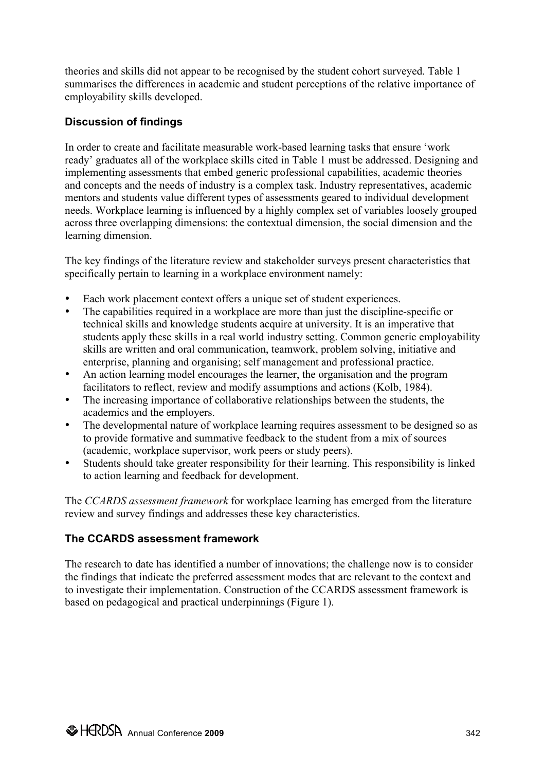theories and skills did not appear to be recognised by the student cohort surveyed. Table 1 summarises the differences in academic and student perceptions of the relative importance of employability skills developed.

## Discussion of findings

In order to create and facilitate measurable work-based learning tasks that ensure 'work ready' graduates all of the workplace skills cited in Table 1 must be addressed. Designing and implementing assessments that embed generic professional capabilities, academic theories and concepts and the needs of industry is a complex task. Industry representatives, academic mentors and students value different types of assessments geared to individual development needs. Workplace learning is influenced by a highly complex set of variables loosely grouped across three overlapping dimensions: the contextual dimension, the social dimension and the learning dimension.

The key findings of the literature review and stakeholder surveys present characteristics that specifically pertain to learning in a workplace environment namely:

- Each work placement context offers a unique set of student experiences.
- The capabilities required in a workplace are more than just the discipline-specific or technical skills and knowledge students acquire at university. It is an imperative that students apply these skills in a real world industry setting. Common generic employability skills are written and oral communication, teamwork, problem solving, initiative and enterprise, planning and organising; self management and professional practice.
- An action learning model encourages the learner, the organisation and the program facilitators to reflect, review and modify assumptions and actions (Kolb, 1984).
- The increasing importance of collaborative relationships between the students, the academics and the employers.
- The developmental nature of workplace learning requires assessment to be designed so as to provide formative and summative feedback to the student from a mix of sources (academic, workplace supervisor, work peers or study peers).
- Students should take greater responsibility for their learning. This responsibility is linked to action learning and feedback for development.

The *CCARDS assessment framework* for workplace learning has emerged from the literature review and survey findings and addresses these key characteristics.

## The CCARDS assessment framework

The research to date has identified a number of innovations; the challenge now is to consider the findings that indicate the preferred assessment modes that are relevant to the context and to investigate their implementation. Construction of the CCARDS assessment framework is based on pedagogical and practical underpinnings (Figure 1).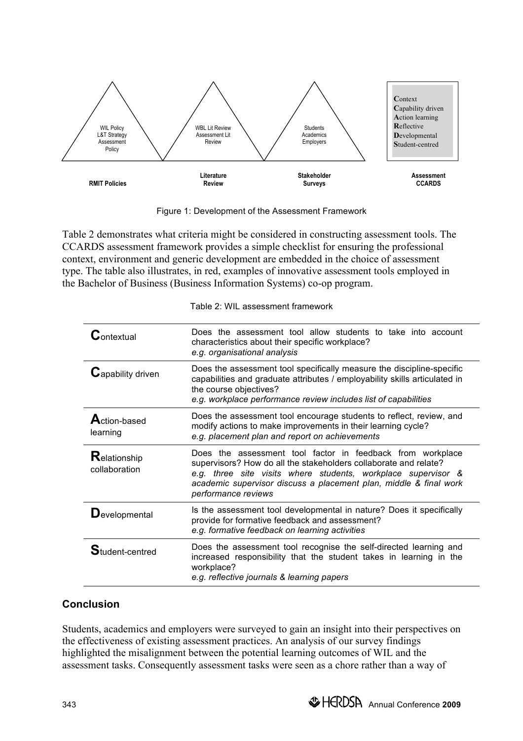| RMIT Policies | Literature Review | Stakeholder Surveys | Assessment CCARDS |
|---|---|---|---|
| WIL Policy<br>L&T Strategy<br>Assessment Policy | WBL Lit Review<br>Assessment Lit Review | Students<br>Academics<br>Employers | **C**ontext<br>**C**apability driven<br>**A**ction learning<br>**R**eflective<br>**D**evelopmental<br>**S**tudent-centred |

Figure 1: Development of the Assessment Framework

Table 2 demonstrates what criteria might be considered in constructing assessment tools. The CCARDS assessment framework provides a simple checklist for ensuring the professional context, environment and generic development are embedded in the choice of assessment type. The table also illustrates, in red, examples of innovative assessment tools employed in the Bachelor of Business (Business Information Systems) co-op program.

Table 2: WIL assessment framework

| | |
|---|---|
| **C**ontextual | Does the assessment tool allow students to take into account characteristics about their specific workplace?<br>*e.g. organisational analysis* |
| **C**apability driven | Does the assessment tool specifically measure the discipline-specific capabilities and graduate attributes / employability skills articulated in the course objectives?<br>*e.g. workplace performance review includes list of capabilities* |
| **A**ction-based learning | Does the assessment tool encourage students to reflect, review, and modify actions to make improvements in their learning cycle?<br>*e.g. placement plan and report on achievements* |
| **R**elationship collaboration | Does the assessment tool factor in feedback from workplace supervisors? How do all the stakeholders collaborate and relate?<br>*e.g. three site visits where students, workplace supervisor & academic supervisor discuss a placement plan, middle & final work performance reviews* |
| **D**evelopmental | Is the assessment tool developmental in nature? Does it specifically provide for formative feedback and assessment?<br>*e.g. formative feedback on learning activities* |
| **S**tudent-centred | Does the assessment tool recognise the self-directed learning and increased responsibility that the student takes in learning in the workplace?<br>*e.g. reflective journals & learning papers* |

## Conclusion

Students, academics and employers were surveyed to gain an insight into their perspectives on the effectiveness of existing assessment practices. An analysis of our survey findings highlighted the misalignment between the potential learning outcomes of WIL and the assessment tasks. Consequently assessment tasks were seen as a chore rather than a way of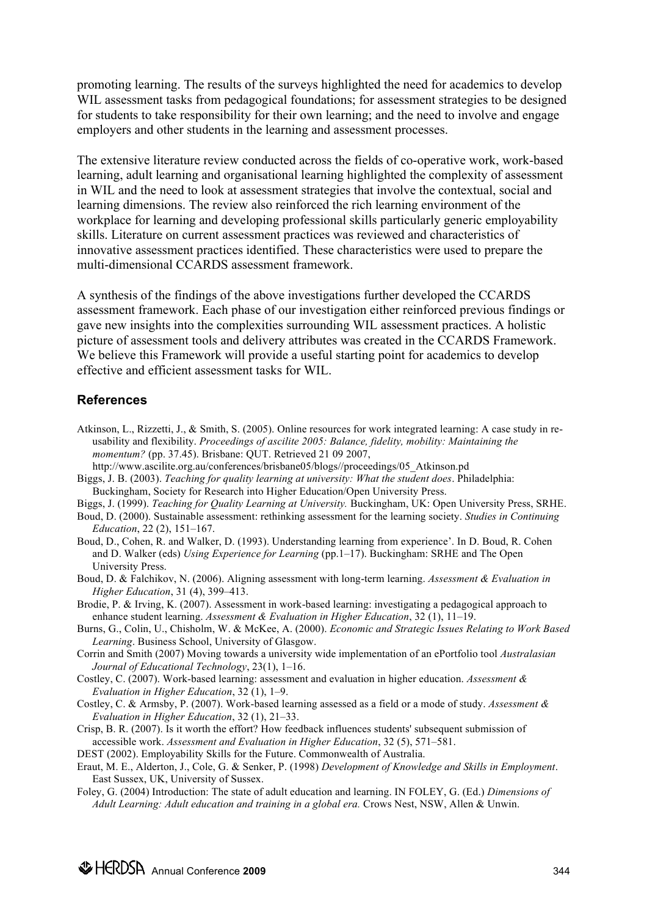promoting learning. The results of the surveys highlighted the need for academics to develop WIL assessment tasks from pedagogical foundations; for assessment strategies to be designed for students to take responsibility for their own learning; and the need to involve and engage employers and other students in the learning and assessment processes.

The extensive literature review conducted across the fields of co-operative work, work-based learning, adult learning and organisational learning highlighted the complexity of assessment in WIL and the need to look at assessment strategies that involve the contextual, social and learning dimensions. The review also reinforced the rich learning environment of the workplace for learning and developing professional skills particularly generic employability skills. Literature on current assessment practices was reviewed and characteristics of innovative assessment practices identified. These characteristics were used to prepare the multi-dimensional CCARDS assessment framework.

A synthesis of the findings of the above investigations further developed the CCARDS assessment framework. Each phase of our investigation either reinforced previous findings or gave new insights into the complexities surrounding WIL assessment practices. A holistic picture of assessment tools and delivery attributes was created in the CCARDS Framework. We believe this Framework will provide a useful starting point for academics to develop effective and efficient assessment tasks for WIL.

## References

Atkinson, L., Rizzetti, J., & Smith, S. (2005). Online resources for work integrated learning: A case study in re-usability and flexibility. *Proceedings of ascilite 2005: Balance, fidelity, mobility: Maintaining the momentum?* (pp. 37.45). Brisbane: QUT. Retrieved 21 09 2007, http://www.ascilite.org.au/conferences/brisbane05/blogs//proceedings/05_Atkinson.pd

Biggs, J. B. (2003). *Teaching for quality learning at university: What the student does*. Philadelphia: Buckingham, Society for Research into Higher Education/Open University Press.

Biggs, J. (1999). *Teaching for Quality Learning at University.* Buckingham, UK: Open University Press, SRHE.

Boud, D. (2000). Sustainable assessment: rethinking assessment for the learning society. *Studies in Continuing Education*, 22 (2), 151–167.

Boud, D., Cohen, R. and Walker, D. (1993). Understanding learning from experience'. In D. Boud, R. Cohen and D. Walker (eds) *Using Experience for Learning* (pp.1–17). Buckingham: SRHE and The Open University Press.

Boud, D. & Falchikov, N. (2006). Aligning assessment with long-term learning. *Assessment & Evaluation in Higher Education*, 31 (4), 399–413.

Brodie, P. & Irving, K. (2007). Assessment in work-based learning: investigating a pedagogical approach to enhance student learning. *Assessment & Evaluation in Higher Education*, 32 (1), 11–19.

Burns, G., Colin, U., Chisholm, W. & McKee, A. (2000). *Economic and Strategic Issues Relating to Work Based Learning*. Business School, University of Glasgow.

Corrin and Smith (2007) Moving towards a university wide implementation of an ePortfolio tool *Australasian Journal of Educational Technology*, 23(1), 1–16.

Costley, C. (2007). Work-based learning: assessment and evaluation in higher education. *Assessment & Evaluation in Higher Education*, 32 (1), 1–9.

Costley, C. & Armsby, P. (2007). Work-based learning assessed as a field or a mode of study. *Assessment & Evaluation in Higher Education*, 32 (1), 21–33.

Crisp, B. R. (2007). Is it worth the effort? How feedback influences students' subsequent submission of accessible work. *Assessment and Evaluation in Higher Education*, 32 (5), 571–581.

DEST (2002). Employability Skills for the Future. Commonwealth of Australia.

Eraut, M. E., Alderton, J., Cole, G. & Senker, P. (1998) *Development of Knowledge and Skills in Employment*. East Sussex, UK, University of Sussex.

Foley, G. (2004) Introduction: The state of adult education and learning. IN FOLEY, G. (Ed.) *Dimensions of Adult Learning: Adult education and training in a global era.* Crows Nest, NSW, Allen & Unwin.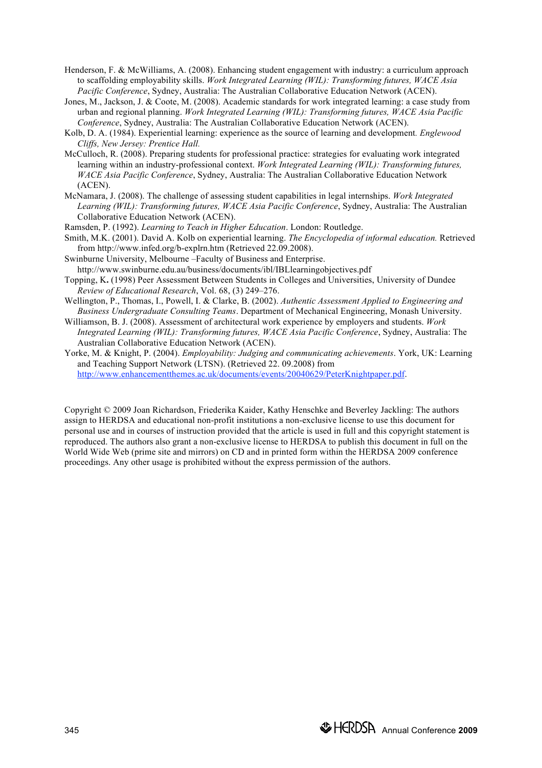Henderson, F. & McWilliams, A. (2008). Enhancing student engagement with industry: a curriculum approach to scaffolding employability skills. *Work Integrated Learning (WIL): Transforming futures, WACE Asia Pacific Conference*, Sydney, Australia: The Australian Collaborative Education Network (ACEN).

Jones, M., Jackson, J. & Coote, M. (2008). Academic standards for work integrated learning: a case study from urban and regional planning. *Work Integrated Learning (WIL): Transforming futures, WACE Asia Pacific Conference*, Sydney, Australia: The Australian Collaborative Education Network (ACEN).

Kolb, D. A. (1984). Experiential learning: experience as the source of learning and development*. Englewood Cliffs, New Jersey: Prentice Hall.*

McCulloch, R. (2008). Preparing students for professional practice: strategies for evaluating work integrated learning within an industry-professional context. *Work Integrated Learning (WIL): Transforming futures, WACE Asia Pacific Conference*, Sydney, Australia: The Australian Collaborative Education Network (ACEN).

McNamara, J. (2008). The challenge of assessing student capabilities in legal internships. *Work Integrated Learning (WIL): Transforming futures, WACE Asia Pacific Conference*, Sydney, Australia: The Australian Collaborative Education Network (ACEN).

Ramsden, P. (1992). *Learning to Teach in Higher Education*. London: Routledge.

Smith, M.K. (2001). David A. Kolb on experiential learning. *The Encyclopedia of informal education.* Retrieved from http://www.infed.org/b-explrn.htm (Retrieved 22.09.2008).

Swinburne University, Melbourne –Faculty of Business and Enterprise. http://www.swinburne.edu.au/business/documents/ibl/IBLlearningobjectives.pdf

Topping, K**.** (1998) Peer Assessment Between Students in Colleges and Universities, University of Dundee *Review of Educational Research*, Vol. 68, (3) 249–276.

Wellington, P., Thomas, I., Powell, I. & Clarke, B. (2002). *Authentic Assessment Applied to Engineering and Business Undergraduate Consulting Teams*. Department of Mechanical Engineering, Monash University.

Williamson, B. J. (2008). Assessment of architectural work experience by employers and students. *Work Integrated Learning (WIL): Transforming futures, WACE Asia Pacific Conference*, Sydney, Australia: The Australian Collaborative Education Network (ACEN).

Yorke, M. & Knight, P. (2004). *Employability: Judging and communicating achievements*. York, UK: Learning and Teaching Support Network (LTSN). (Retrieved 22. 09.2008) from http://www.enhancementthemes.ac.uk/documents/events/20040629/PeterKnightpaper.pdf.

Copyright © 2009 Joan Richardson, Friederika Kaider, Kathy Henschke and Beverley Jackling: The authors assign to HERDSA and educational non-profit institutions a non-exclusive license to use this document for personal use and in courses of instruction provided that the article is used in full and this copyright statement is reproduced. The authors also grant a non-exclusive license to HERDSA to publish this document in full on the World Wide Web (prime site and mirrors) on CD and in printed form within the HERDSA 2009 conference proceedings. Any other usage is prohibited without the express permission of the authors.